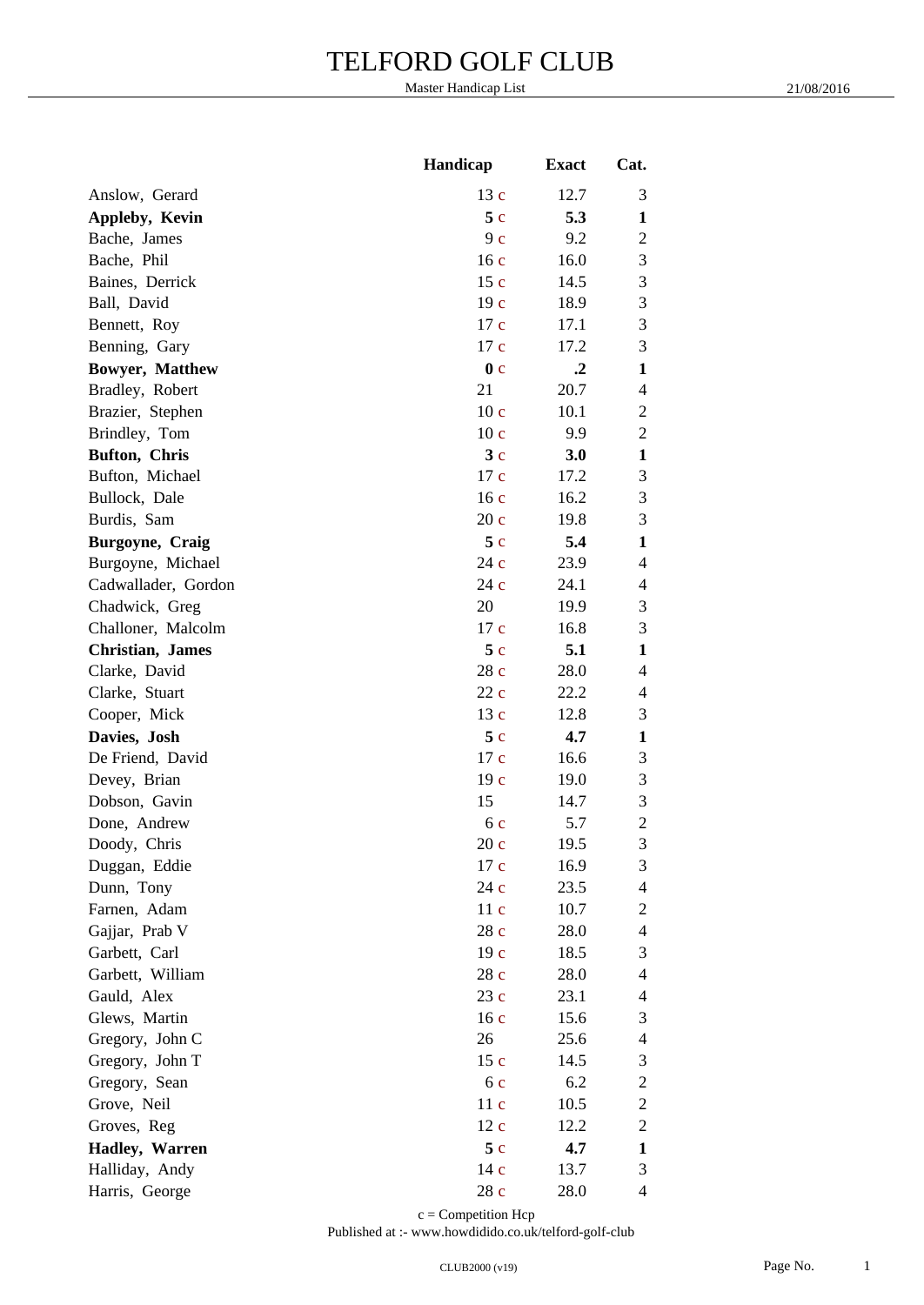# TELFORD GOLF CLUB

Master Handicap List 21/08/2016

| | Handicap | Exact | Cat. |
|---|---|---|---|
| Anslow, Gerard | 13 c | 12.7 | 3 |
| **Appleby, Kevin** | **5** c | **5.3** | **1** |
| Bache, James | 9 c | 9.2 | 2 |
| Bache, Phil | 16 c | 16.0 | 3 |
| Baines, Derrick | 15 c | 14.5 | 3 |
| Ball, David | 19 c | 18.9 | 3 |
| Bennett, Roy | 17 c | 17.1 | 3 |
| Benning, Gary | 17 c | 17.2 | 3 |
| **Bowyer, Matthew** | **0** c | **.2** | **1** |
| Bradley, Robert | 21 | 20.7 | 4 |
| Brazier, Stephen | 10 c | 10.1 | 2 |
| Brindley, Tom | 10 c | 9.9 | 2 |
| **Bufton, Chris** | **3** c | **3.0** | **1** |
| Bufton, Michael | 17 c | 17.2 | 3 |
| Bullock, Dale | 16 c | 16.2 | 3 |
| Burdis, Sam | 20 c | 19.8 | 3 |
| **Burgoyne, Craig** | **5** c | **5.4** | **1** |
| Burgoyne, Michael | 24 c | 23.9 | 4 |
| Cadwallader, Gordon | 24 c | 24.1 | 4 |
| Chadwick, Greg | 20 | 19.9 | 3 |
| Challoner, Malcolm | 17 c | 16.8 | 3 |
| **Christian, James** | **5** c | **5.1** | **1** |
| Clarke, David | 28 c | 28.0 | 4 |
| Clarke, Stuart | 22 c | 22.2 | 4 |
| Cooper, Mick | 13 c | 12.8 | 3 |
| **Davies, Josh** | **5** c | **4.7** | **1** |
| De Friend, David | 17 c | 16.6 | 3 |
| Devey, Brian | 19 c | 19.0 | 3 |
| Dobson, Gavin | 15 | 14.7 | 3 |
| Done, Andrew | 6 c | 5.7 | 2 |
| Doody, Chris | 20 c | 19.5 | 3 |
| Duggan, Eddie | 17 c | 16.9 | 3 |
| Dunn, Tony | 24 c | 23.5 | 4 |
| Farnen, Adam | 11 c | 10.7 | 2 |
| Gajjar, Prab V | 28 c | 28.0 | 4 |
| Garbett, Carl | 19 c | 18.5 | 3 |
| Garbett, William | 28 c | 28.0 | 4 |
| Gauld, Alex | 23 c | 23.1 | 4 |
| Glews, Martin | 16 c | 15.6 | 3 |
| Gregory, John C | 26 | 25.6 | 4 |
| Gregory, John T | 15 c | 14.5 | 3 |
| Gregory, Sean | 6 c | 6.2 | 2 |
| Grove, Neil | 11 c | 10.5 | 2 |
| Groves, Reg | 12 c | 12.2 | 2 |
| **Hadley, Warren** | **5** c | **4.7** | **1** |
| Halliday, Andy | 14 c | 13.7 | 3 |
| Harris, George | 28 c | 28.0 | 4 |

c = Competition Hcp

Published at :- www.howdidido.co.uk/telford-golf-club

CLUB2000 (v19)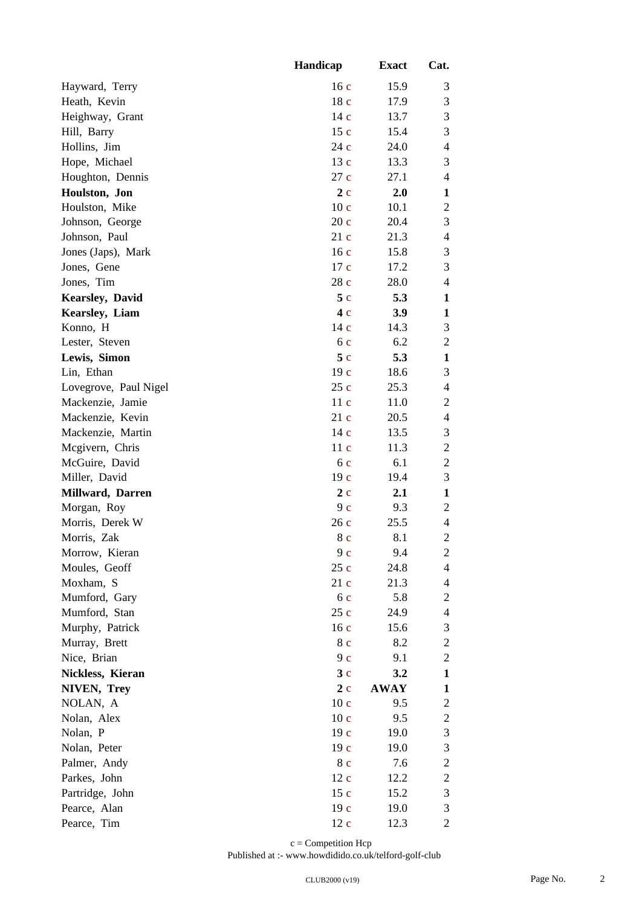| | Handicap | Exact | Cat. |
|---|---|---|---|
| Hayward, Terry | 16 c | 15.9 | 3 |
| Heath, Kevin | 18 c | 17.9 | 3 |
| Heighway, Grant | 14 c | 13.7 | 3 |
| Hill, Barry | 15 c | 15.4 | 3 |
| Hollins, Jim | 24 c | 24.0 | 4 |
| Hope, Michael | 13 c | 13.3 | 3 |
| Houghton, Dennis | 27 c | 27.1 | 4 |
| **Houlston, Jon** | **2** c | **2.0** | **1** |
| Houlston, Mike | 10 c | 10.1 | 2 |
| Johnson, George | 20 c | 20.4 | 3 |
| Johnson, Paul | 21 c | 21.3 | 4 |
| Jones (Japs), Mark | 16 c | 15.8 | 3 |
| Jones, Gene | 17 c | 17.2 | 3 |
| Jones, Tim | 28 c | 28.0 | 4 |
| **Kearsley, David** | **5** c | **5.3** | **1** |
| **Kearsley, Liam** | **4** c | **3.9** | **1** |
| Konno, H | 14 c | 14.3 | 3 |
| Lester, Steven | 6 c | 6.2 | 2 |
| **Lewis, Simon** | **5** c | **5.3** | **1** |
| Lin, Ethan | 19 c | 18.6 | 3 |
| Lovegrove, Paul Nigel | 25 c | 25.3 | 4 |
| Mackenzie, Jamie | 11 c | 11.0 | 2 |
| Mackenzie, Kevin | 21 c | 20.5 | 4 |
| Mackenzie, Martin | 14 c | 13.5 | 3 |
| Mcgivern, Chris | 11 c | 11.3 | 2 |
| McGuire, David | 6 c | 6.1 | 2 |
| Miller, David | 19 c | 19.4 | 3 |
| **Millward, Darren** | **2** c | **2.1** | **1** |
| Morgan, Roy | 9 c | 9.3 | 2 |
| Morris, Derek W | 26 c | 25.5 | 4 |
| Morris, Zak | 8 c | 8.1 | 2 |
| Morrow, Kieran | 9 c | 9.4 | 2 |
| Moules, Geoff | 25 c | 24.8 | 4 |
| Moxham, S | 21 c | 21.3 | 4 |
| Mumford, Gary | 6 c | 5.8 | 2 |
| Mumford, Stan | 25 c | 24.9 | 4 |
| Murphy, Patrick | 16 c | 15.6 | 3 |
| Murray, Brett | 8 c | 8.2 | 2 |
| Nice, Brian | 9 c | 9.1 | 2 |
| **Nickless, Kieran** | **3** c | **3.2** | **1** |
| **NIVEN, Trey** | **2** c | **AWAY** | **1** |
| NOLAN, A | 10 c | 9.5 | 2 |
| Nolan, Alex | 10 c | 9.5 | 2 |
| Nolan, P | 19 c | 19.0 | 3 |
| Nolan, Peter | 19 c | 19.0 | 3 |
| Palmer, Andy | 8 c | 7.6 | 2 |
| Parkes, John | 12 c | 12.2 | 2 |
| Partridge, John | 15 c | 15.2 | 3 |
| Pearce, Alan | 19 c | 19.0 | 3 |
| Pearce, Tim | 12 c | 12.3 | 2 |

c = Competition Hcp

Published at :- www.howdidido.co.uk/telford-golf-club

CLUB2000 (v19)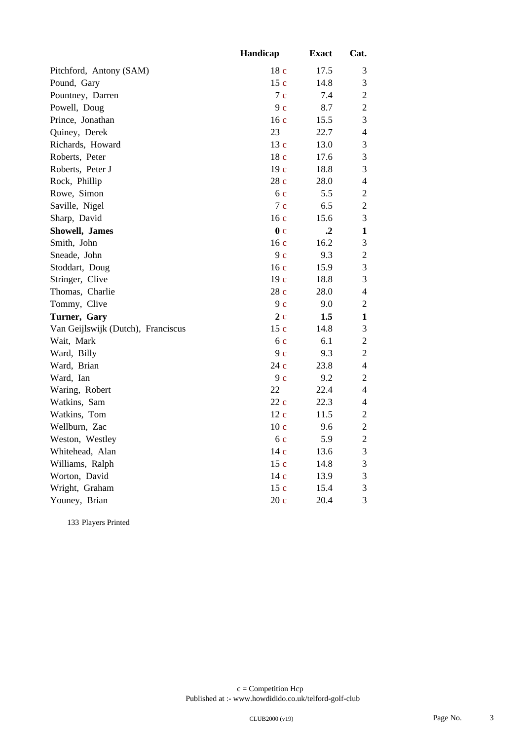| | Handicap | Exact | Cat. |
|---|---|---|---|
| Pitchford, Antony (SAM) | 18 c | 17.5 | 3 |
| Pound, Gary | 15 c | 14.8 | 3 |
| Pountney, Darren | 7 c | 7.4 | 2 |
| Powell, Doug | 9 c | 8.7 | 2 |
| Prince, Jonathan | 16 c | 15.5 | 3 |
| Quiney, Derek | 23 | 22.7 | 4 |
| Richards, Howard | 13 c | 13.0 | 3 |
| Roberts, Peter | 18 c | 17.6 | 3 |
| Roberts, Peter J | 19 c | 18.8 | 3 |
| Rock, Phillip | 28 c | 28.0 | 4 |
| Rowe, Simon | 6 c | 5.5 | 2 |
| Saville, Nigel | 7 c | 6.5 | 2 |
| Sharp, David | 16 c | 15.6 | 3 |
| **Showell, James** | **0** c | **.2** | **1** |
| Smith, John | 16 c | 16.2 | 3 |
| Sneade, John | 9 c | 9.3 | 2 |
| Stoddart, Doug | 16 c | 15.9 | 3 |
| Stringer, Clive | 19 c | 18.8 | 3 |
| Thomas, Charlie | 28 c | 28.0 | 4 |
| Tommy, Clive | 9 c | 9.0 | 2 |
| **Turner, Gary** | **2** c | **1.5** | **1** |
| Van Geijlswijk (Dutch), Franciscus | 15 c | 14.8 | 3 |
| Wait, Mark | 6 c | 6.1 | 2 |
| Ward, Billy | 9 c | 9.3 | 2 |
| Ward, Brian | 24 c | 23.8 | 4 |
| Ward, Ian | 9 c | 9.2 | 2 |
| Waring, Robert | 22 | 22.4 | 4 |
| Watkins, Sam | 22 c | 22.3 | 4 |
| Watkins, Tom | 12 c | 11.5 | 2 |
| Wellburn, Zac | 10 c | 9.6 | 2 |
| Weston, Westley | 6 c | 5.9 | 2 |
| Whitehead, Alan | 14 c | 13.6 | 3 |
| Williams, Ralph | 15 c | 14.8 | 3 |
| Worton, David | 14 c | 13.9 | 3 |
| Wright, Graham | 15 c | 15.4 | 3 |
| Youney, Brian | 20 c | 20.4 | 3 |

133 Players Printed

c = Competition Hcp
Published at :- www.howdidido.co.uk/telford-golf-club

CLUB2000 (v19)